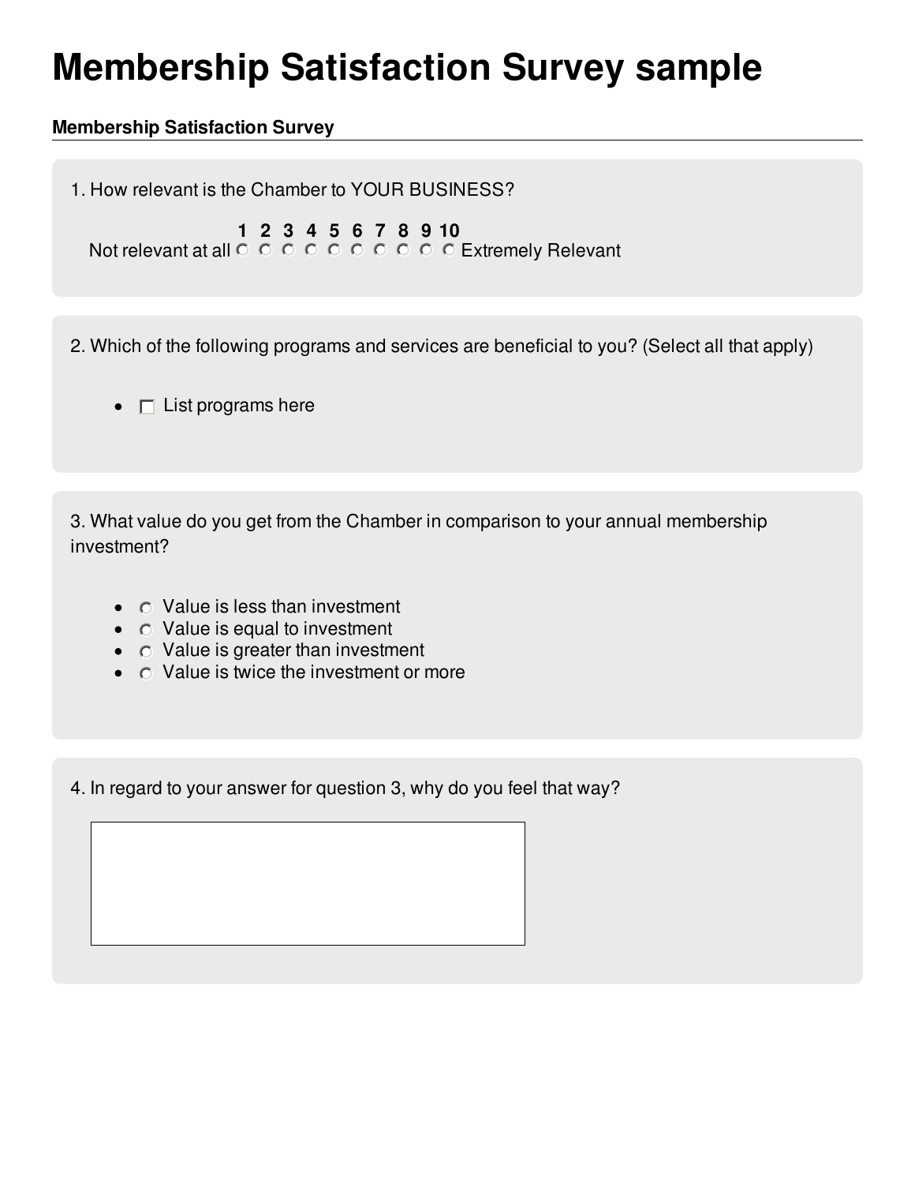# Membership Satisfaction Survey sample

**Membership Satisfaction Survey**

1. How relevant is the Chamber to YOUR BUSINESS?

| | 1 | 2 | 3 | 4 | 5 | 6 | 7 | 8 | 9 | 10 | |
|---|---|---|---|---|---|---|---|---|---|---|---|
| Not relevant at all | ○ | ○ | ○ | ○ | ○ | ○ | ○ | ○ | ○ | ○ | Extremely Relevant |

2. Which of the following programs and services are beneficial to you? (Select all that apply)

- ☐ List programs here

3. What value do you get from the Chamber in comparison to your annual membership investment?

- ○ Value is less than investment
- ○ Value is equal to investment
- ○ Value is greater than investment
- ○ Value is twice the investment or more

4. In regard to your answer for question 3, why do you feel that way?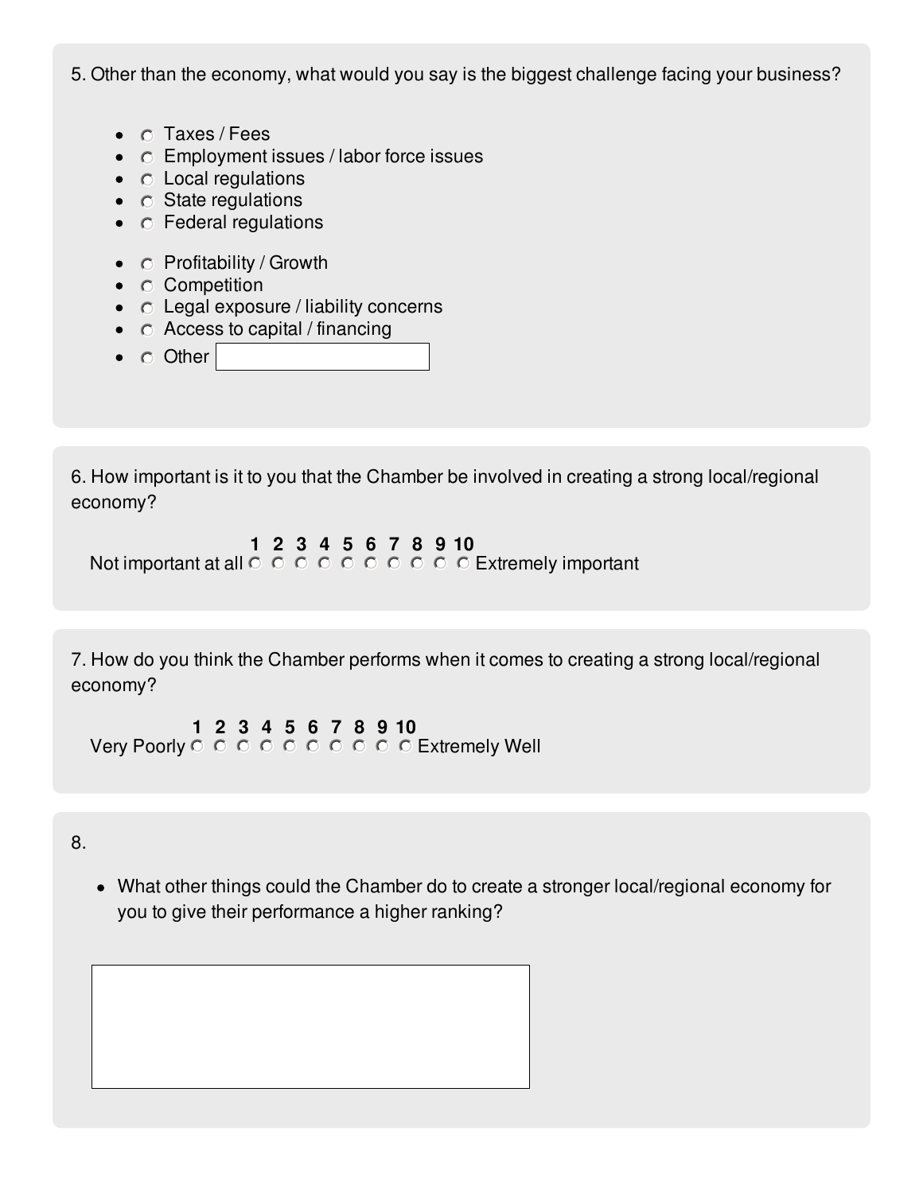5. Other than the economy, what would you say is the biggest challenge facing your business?

- ○ Taxes / Fees
- ○ Employment issues / labor force issues
- ○ Local regulations
- ○ State regulations
- ○ Federal regulations

- ○ Profitability / Growth
- ○ Competition
- ○ Legal exposure / liability concerns
- ○ Access to capital / financing
- ○ Other [ ]

6. How important is it to you that the Chamber be involved in creating a strong local/regional economy?

| | 1 | 2 | 3 | 4 | 5 | 6 | 7 | 8 | 9 | 10 | |
|---|---|---|---|---|---|---|---|---|---|---|---|
| Not important at all | ○ | ○ | ○ | ○ | ○ | ○ | ○ | ○ | ○ | ○ | Extremely important |

7. How do you think the Chamber performs when it comes to creating a strong local/regional economy?

| | 1 | 2 | 3 | 4 | 5 | 6 | 7 | 8 | 9 | 10 | |
|---|---|---|---|---|---|---|---|---|---|---|---|
| Very Poorly | ○ | ○ | ○ | ○ | ○ | ○ | ○ | ○ | ○ | ○ | Extremely Well |

8.

- What other things could the Chamber do to create a stronger local/regional economy for you to give their performance a higher ranking?

[ ]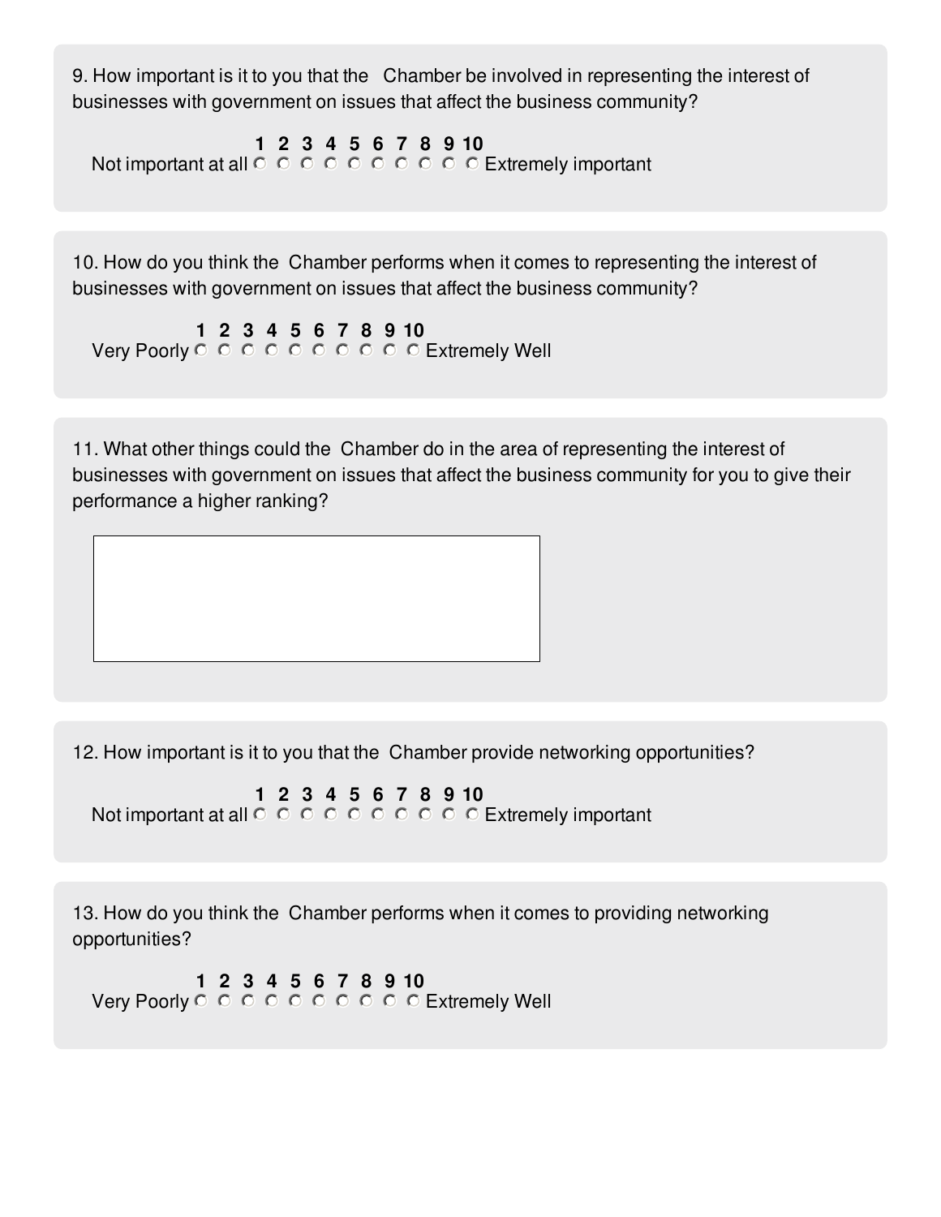9. How important is it to you that the Chamber be involved in representing the interest of businesses with government on issues that affect the business community?

| | 1 | 2 | 3 | 4 | 5 | 6 | 7 | 8 | 9 | 10 | |
|---|---|---|---|---|---|---|---|---|---|---|---|
| Not important at all | ○ | ○ | ○ | ○ | ○ | ○ | ○ | ○ | ○ | ○ | Extremely important |

10. How do you think the Chamber performs when it comes to representing the interest of businesses with government on issues that affect the business community?

| | 1 | 2 | 3 | 4 | 5 | 6 | 7 | 8 | 9 | 10 | |
|---|---|---|---|---|---|---|---|---|---|---|---|
| Very Poorly | ○ | ○ | ○ | ○ | ○ | ○ | ○ | ○ | ○ | ○ | Extremely Well |

11. What other things could the Chamber do in the area of representing the interest of businesses with government on issues that affect the business community for you to give their performance a higher ranking?

12. How important is it to you that the Chamber provide networking opportunities?

| | 1 | 2 | 3 | 4 | 5 | 6 | 7 | 8 | 9 | 10 | |
|---|---|---|---|---|---|---|---|---|---|---|---|
| Not important at all | ○ | ○ | ○ | ○ | ○ | ○ | ○ | ○ | ○ | ○ | Extremely important |

13. How do you think the Chamber performs when it comes to providing networking opportunities?

| | 1 | 2 | 3 | 4 | 5 | 6 | 7 | 8 | 9 | 10 | |
|---|---|---|---|---|---|---|---|---|---|---|---|
| Very Poorly | ○ | ○ | ○ | ○ | ○ | ○ | ○ | ○ | ○ | ○ | Extremely Well |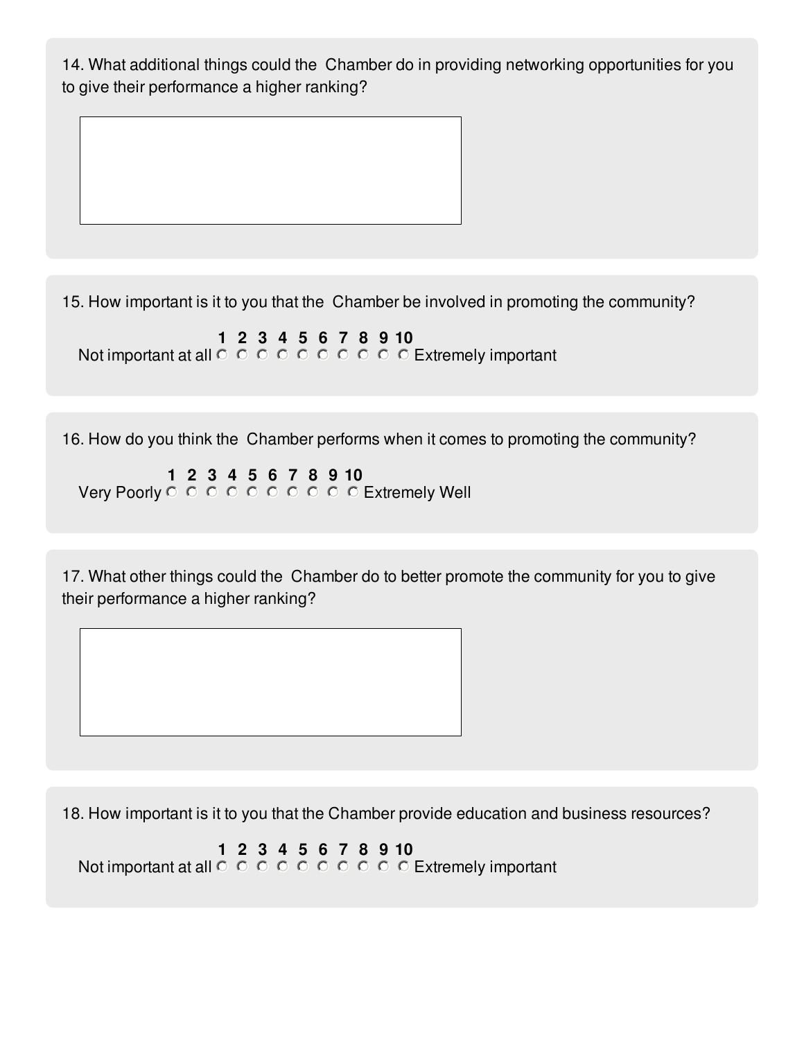14. What additional things could the  Chamber do in providing networking opportunities for you to give their performance a higher ranking?

|  |
|---|
|  |

15. How important is it to you that the  Chamber be involved in promoting the community?

|  | 1 | 2 | 3 | 4 | 5 | 6 | 7 | 8 | 9 | 10 |  |
|---|---|---|---|---|---|---|---|---|---|---|---|
| Not important at all | ○ | ○ | ○ | ○ | ○ | ○ | ○ | ○ | ○ | ○ | Extremely important |

16. How do you think the  Chamber performs when it comes to promoting the community?

|  | 1 | 2 | 3 | 4 | 5 | 6 | 7 | 8 | 9 | 10 |  |
|---|---|---|---|---|---|---|---|---|---|---|---|
| Very Poorly | ○ | ○ | ○ | ○ | ○ | ○ | ○ | ○ | ○ | ○ | Extremely Well |

17. What other things could the  Chamber do to better promote the community for you to give their performance a higher ranking?

|  |
|---|
|  |

18. How important is it to you that the Chamber provide education and business resources?

|  | 1 | 2 | 3 | 4 | 5 | 6 | 7 | 8 | 9 | 10 |  |
|---|---|---|---|---|---|---|---|---|---|---|---|
| Not important at all | ○ | ○ | ○ | ○ | ○ | ○ | ○ | ○ | ○ | ○ | Extremely important |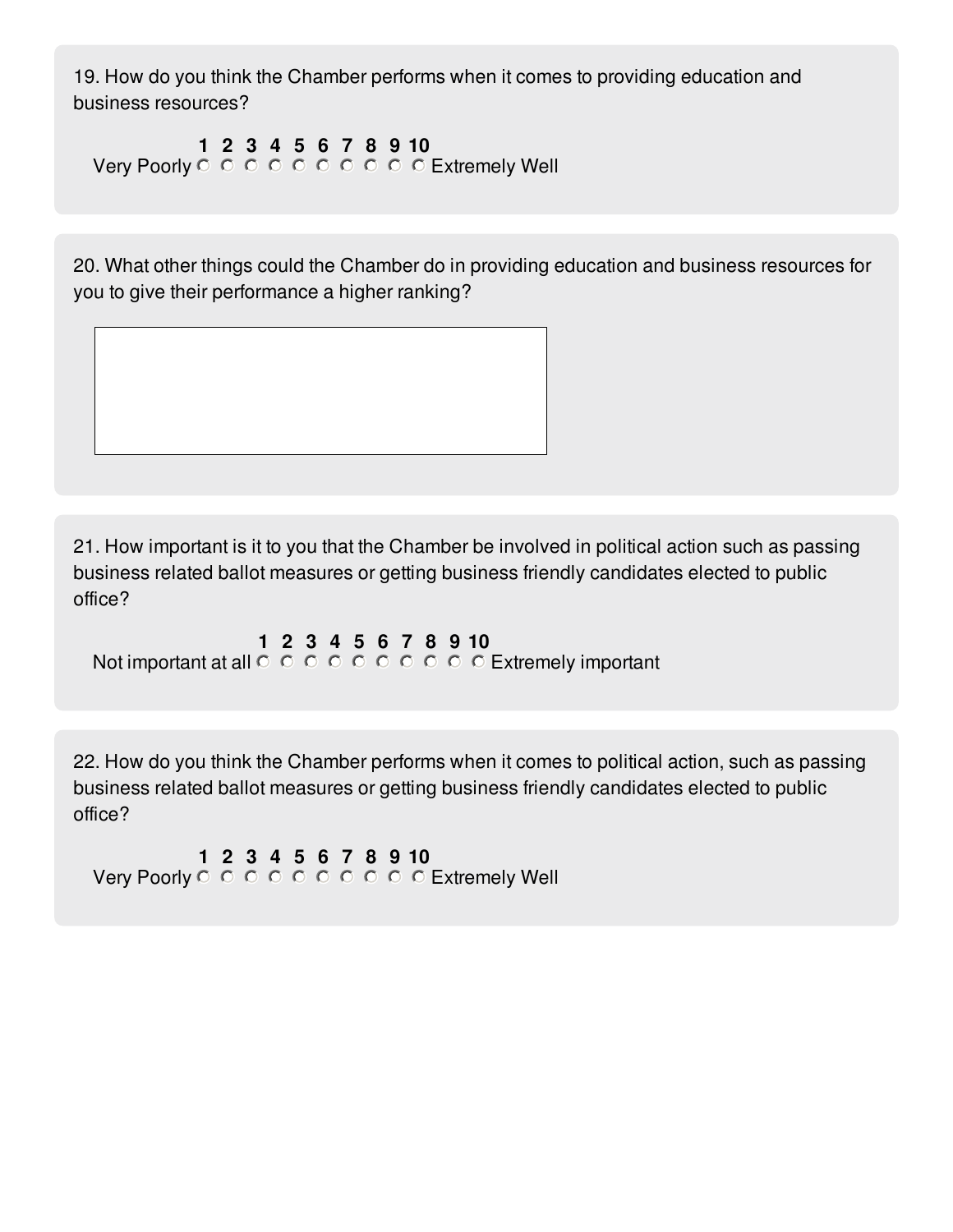19. How do you think the Chamber performs when it comes to providing education and business resources?

| | 1 | 2 | 3 | 4 | 5 | 6 | 7 | 8 | 9 | 10 | |
|---|---|---|---|---|---|---|---|---|---|---|---|
| Very Poorly | ○ | ○ | ○ | ○ | ○ | ○ | ○ | ○ | ○ | ○ | Extremely Well |

20. What other things could the Chamber do in providing education and business resources for you to give their performance a higher ranking?

21. How important is it to you that the Chamber be involved in political action such as passing business related ballot measures or getting business friendly candidates elected to public office?

| | 1 | 2 | 3 | 4 | 5 | 6 | 7 | 8 | 9 | 10 | |
|---|---|---|---|---|---|---|---|---|---|---|---|
| Not important at all | ○ | ○ | ○ | ○ | ○ | ○ | ○ | ○ | ○ | ○ | Extremely important |

22. How do you think the Chamber performs when it comes to political action, such as passing business related ballot measures or getting business friendly candidates elected to public office?

| | 1 | 2 | 3 | 4 | 5 | 6 | 7 | 8 | 9 | 10 | |
|---|---|---|---|---|---|---|---|---|---|---|---|
| Very Poorly | ○ | ○ | ○ | ○ | ○ | ○ | ○ | ○ | ○ | ○ | Extremely Well |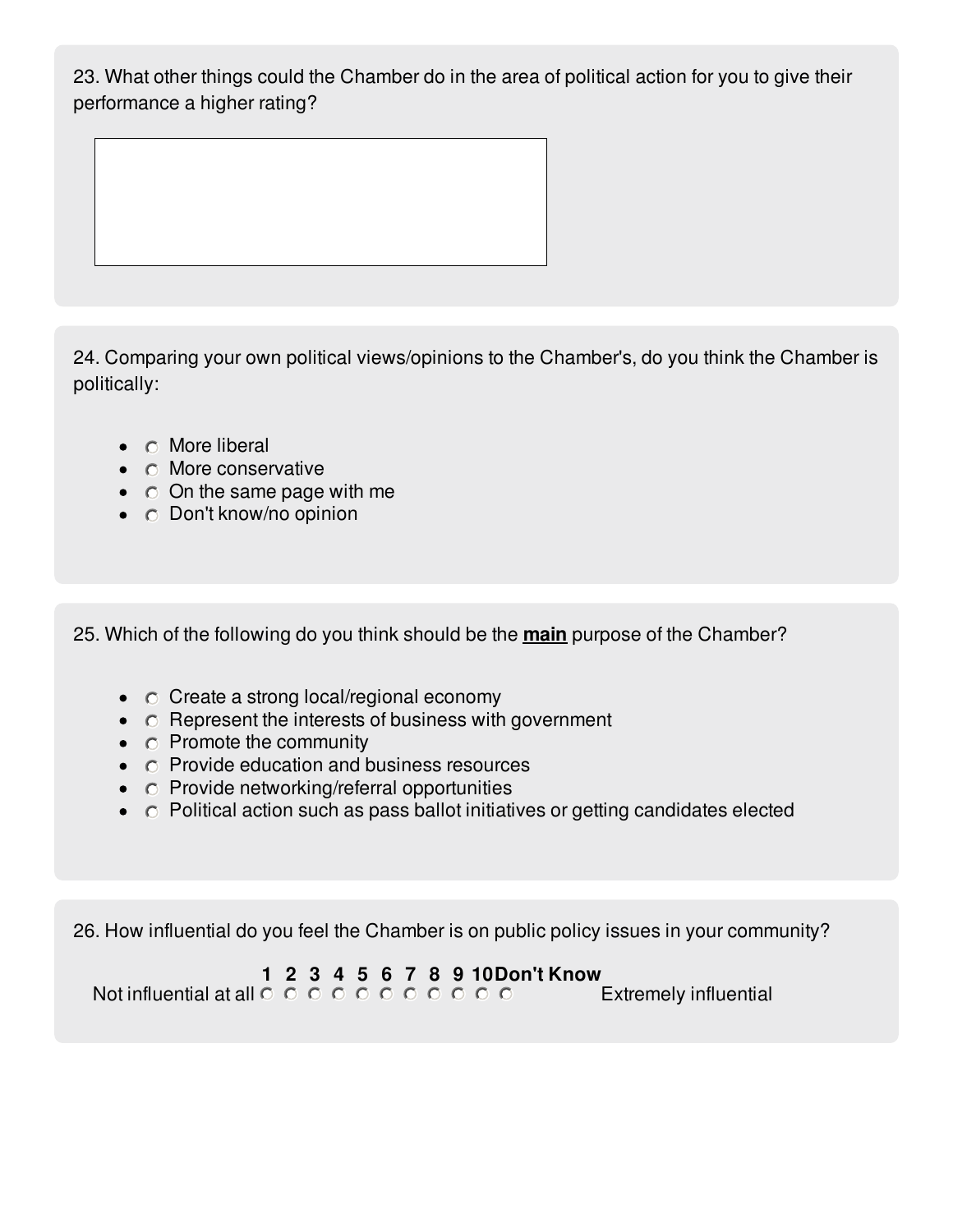23. What other things could the Chamber do in the area of political action for you to give their performance a higher rating?

24. Comparing your own political views/opinions to the Chamber's, do you think the Chamber is politically:

- More liberal
- More conservative
- On the same page with me
- Don't know/no opinion

25. Which of the following do you think should be the **main** purpose of the Chamber?

- Create a strong local/regional economy
- Represent the interests of business with government
- Promote the community
- Provide education and business resources
- Provide networking/referral opportunities
- Political action such as pass ballot initiatives or getting candidates elected

26. How influential do you feel the Chamber is on public policy issues in your community?

| | 1 | 2 | 3 | 4 | 5 | 6 | 7 | 8 | 9 | 10 | Don't Know | |
|---|---|---|---|---|---|---|---|---|---|---|---|---|
| Not influential at all | ○ | ○ | ○ | ○ | ○ | ○ | ○ | ○ | ○ | ○ | ○ | Extremely influential |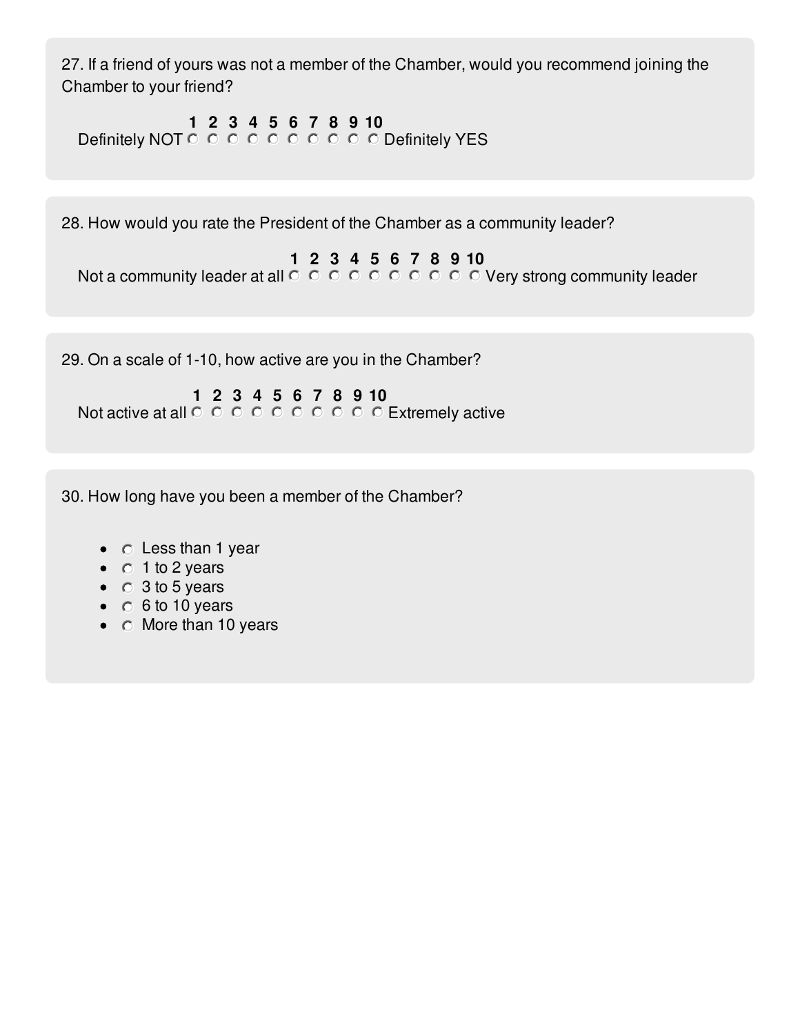27. If a friend of yours was not a member of the Chamber, would you recommend joining the Chamber to your friend?

| | 1 | 2 | 3 | 4 | 5 | 6 | 7 | 8 | 9 | 10 | |
|---|---|---|---|---|---|---|---|---|---|---|---|
| Definitely NOT | ○ | ○ | ○ | ○ | ○ | ○ | ○ | ○ | ○ | ○ | Definitely YES |

28. How would you rate the President of the Chamber as a community leader?

| | 1 | 2 | 3 | 4 | 5 | 6 | 7 | 8 | 9 | 10 | |
|---|---|---|---|---|---|---|---|---|---|---|---|
| Not a community leader at all | ○ | ○ | ○ | ○ | ○ | ○ | ○ | ○ | ○ | ○ | Very strong community leader |

29. On a scale of 1-10, how active are you in the Chamber?

| | 1 | 2 | 3 | 4 | 5 | 6 | 7 | 8 | 9 | 10 | |
|---|---|---|---|---|---|---|---|---|---|---|---|
| Not active at all | ○ | ○ | ○ | ○ | ○ | ○ | ○ | ○ | ○ | ○ | Extremely active |

30. How long have you been a member of the Chamber?

- ○ Less than 1 year
- ○ 1 to 2 years
- ○ 3 to 5 years
- ○ 6 to 10 years
- ○ More than 10 years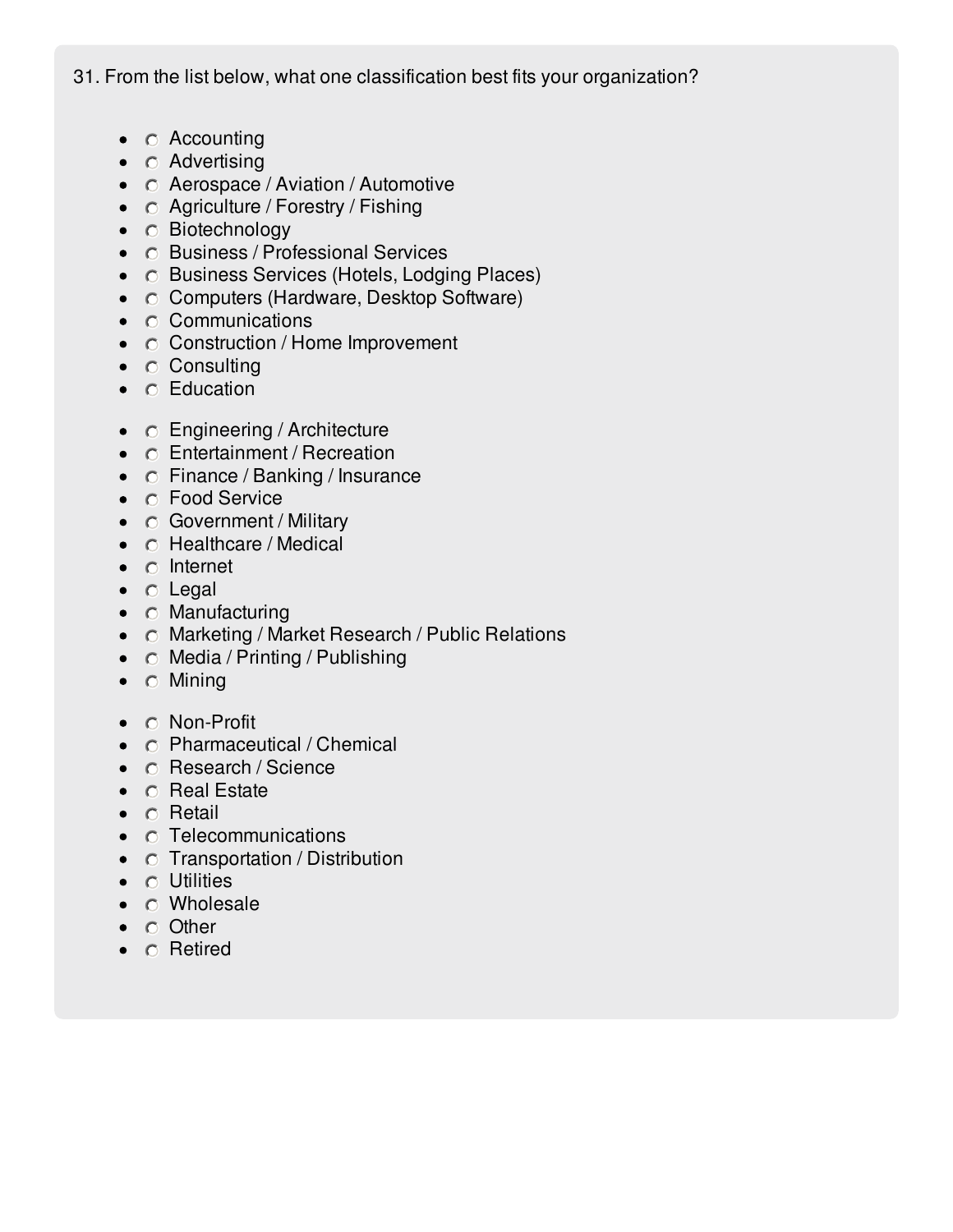31. From the list below, what one classification best fits your organization?

- Accounting
- Advertising
- Aerospace / Aviation / Automotive
- Agriculture / Forestry / Fishing
- Biotechnology
- Business / Professional Services
- Business Services (Hotels, Lodging Places)
- Computers (Hardware, Desktop Software)
- Communications
- Construction / Home Improvement
- Consulting
- Education

- Engineering / Architecture
- Entertainment / Recreation
- Finance / Banking / Insurance
- Food Service
- Government / Military
- Healthcare / Medical
- Internet
- Legal
- Manufacturing
- Marketing / Market Research / Public Relations
- Media / Printing / Publishing
- Mining

- Non-Profit
- Pharmaceutical / Chemical
- Research / Science
- Real Estate
- Retail
- Telecommunications
- Transportation / Distribution
- Utilities
- Wholesale
- Other
- Retired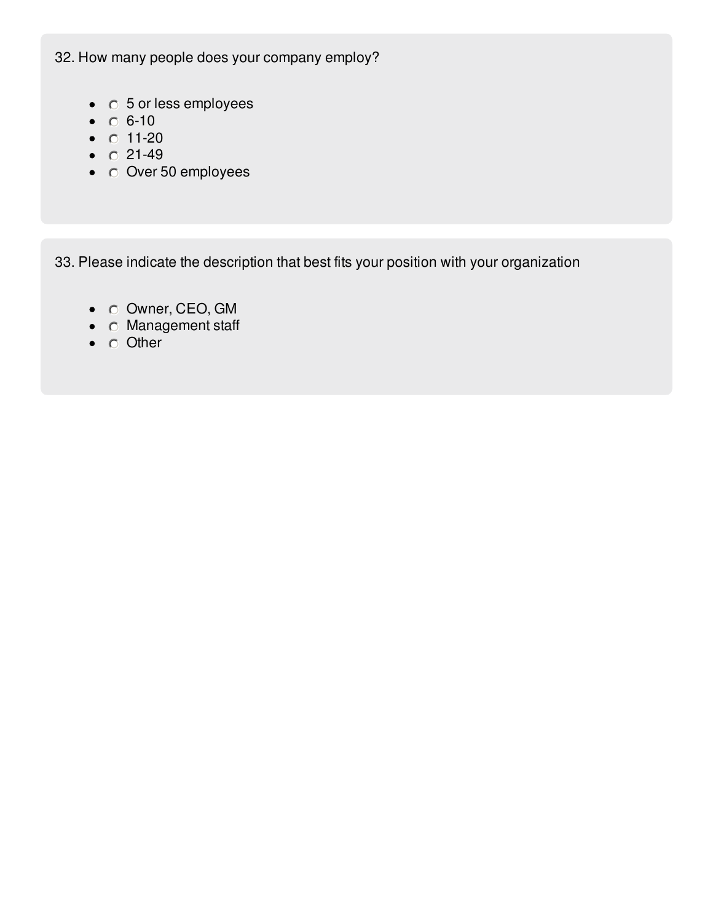32. How many people does your company employ?

- ○ 5 or less employees
- ○ 6-10
- ○ 11-20
- ○ 21-49
- ○ Over 50 employees

33. Please indicate the description that best fits your position with your organization

- ○ Owner, CEO, GM
- ○ Management staff
- ○ Other